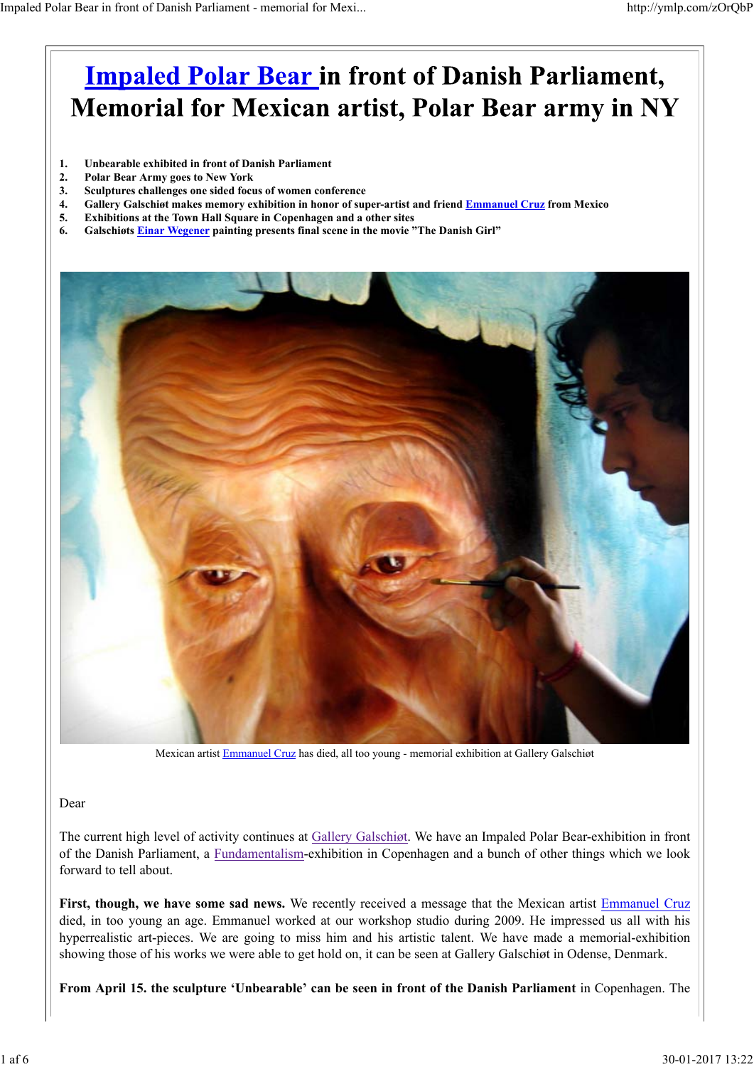# Impaled Polar Bear in front of Danish Parliament, Memorial for Mexican artist, Polar Bear army in NY

1. **Unbearable exhibited in front of Danish Parliament**
2. **Polar Bear Army goes to New York**
3. **Sculptures challenges one sided focus of women conference**
4. **Gallery Galschiøt makes memory exhibition in honor of super-artist and friend Emmanuel Cruz from Mexico**
5. **Exhibitions at the Town Hall Square in Copenhagen and a other sites**
6. **Galschiøts Einar Wegener painting presents final scene in the movie "The Danish Girl"**

Mexican artist Emmanuel Cruz has died, all too young - memorial exhibition at Gallery Galschiøt

Dear

The current high level of activity continues at Gallery Galschiøt. We have an Impaled Polar Bear-exhibition in front of the Danish Parliament, a Fundamentalism-exhibition in Copenhagen and a bunch of other things which we look forward to tell about.

**First, though, we have some sad news.** We recently received a message that the Mexican artist Emmanuel Cruz died, in too young an age. Emmanuel worked at our workshop studio during 2009. He impressed us all with his hyperrealistic art-pieces. We are going to miss him and his artistic talent. We have made a memorial-exhibition showing those of his works we were able to get hold on, it can be seen at Gallery Galschiøt in Odense, Denmark.

**From April 15. the sculpture 'Unbearable' can be seen in front of the Danish Parliament** in Copenhagen. The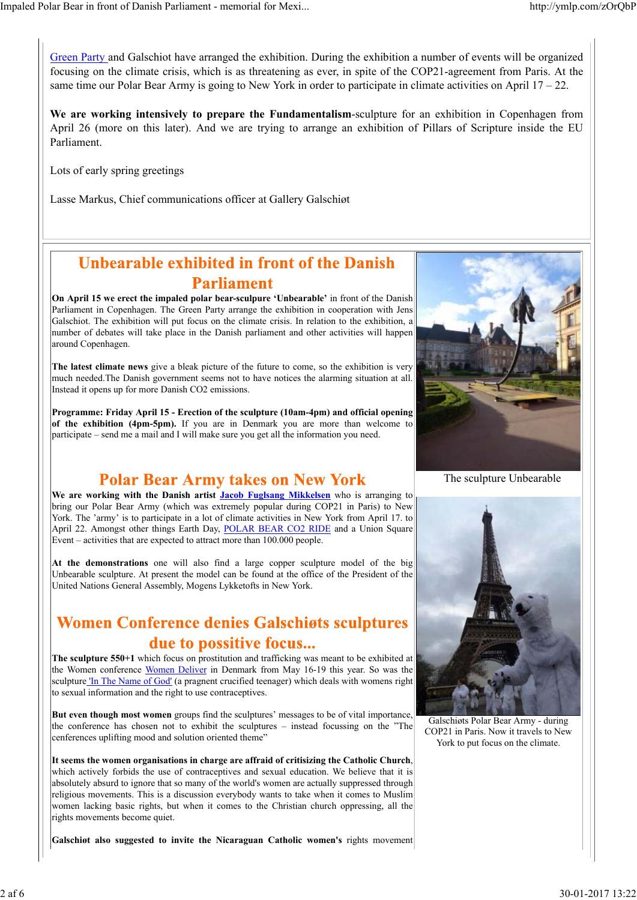Green Party and Galschiot have arranged the exhibition. During the exhibition a number of events will be organized focusing on the climate crisis, which is as threatening as ever, in spite of the COP21-agreement from Paris. At the same time our Polar Bear Army is going to New York in order to participate in climate activities on April 17 – 22.

**We are working intensively to prepare the Fundamentalism**-sculpture for an exhibition in Copenhagen from April 26 (more on this later). And we are trying to arrange an exhibition of Pillars of Scripture inside the EU Parliament.

Lots of early spring greetings

Lasse Markus, Chief communications officer at Gallery Galschiøt

## Unbearable exhibited in front of the Danish Parliament

**On April 15 we erect the impaled polar bear-sculpture 'Unbearable'** in front of the Danish Parliament in Copenhagen. The Green Party arrange the exhibition in cooperation with Jens Galschiot. The exhibition will put focus on the climate crisis. In relation to the exhibition, a number of debates will take place in the Danish parliament and other activities will happen around Copenhagen.

**The latest climate news** give a bleak picture of the future to come, so the exhibition is very much needed.The Danish government seems not to have notices the alarming situation at all. Instead it opens up for more Danish $CO_2$ emissions.

**Programme: Friday April 15 - Erection of the sculpture (10am-4pm) and official opening of the exhibition (4pm-5pm).** If you are in Denmark you are more than welcome to participate – send me a mail and I will make sure you get all the information you need.

The sculpture Unbearable

## Polar Bear Army takes on New York

**We are working with the Danish artist Jacob Fuglsang Mikkelsen** who is arranging to bring our Polar Bear Army (which was extremely popular during COP21 in Paris) to New York. The 'army' is to participate in a lot of climate activities in New York from April 17. to April 22. Amongst other things Earth Day, POLAR BEAR CO2 RIDE and a Union Square Event – activities that are expected to attract more than 100.000 people.

**At the demonstrations** one will also find a large copper sculpture model of the big Unbearable sculpture. At present the model can be found at the office of the President of the United Nations General Assembly, Mogens Lykketofts in New York.

Galschiøts Polar Bear Army - during COP21 in Paris. Now it travels to New York to put focus on the climate.

## Women Conference denies Galschiøts sculptures due to possitive focus...

**The sculpture 550+1** which focus on prostitution and trafficking was meant to be exhibited at the Women conference Women Deliver in Denmark from May 16-19 this year. So was the sculpture 'In The Name of God' (a pragnent crucified teenager) which deals with womens right to sexual information and the right to use contraceptives.

**But even though most women** groups find the sculptures' messages to be of vital importance, the conference has chosen not to exhibit the sculptures – instead focussing on the "The cenferences uplifting mood and solution oriented theme"

**It seems the women organisations in charge are affraid of critisizing the Catholic Church**, which actively forbids the use of contraceptives and sexual education. We believe that it is absolutely absurd to ignore that so many of the world's women are actually suppressed through religious movements. This is a discussion everybody wants to take when it comes to Muslim women lacking basic rights, but when it comes to the Christian church oppressing, all the rights movements become quiet.

**Galschiot also suggested to invite the Nicaraguan Catholic women's** rights movement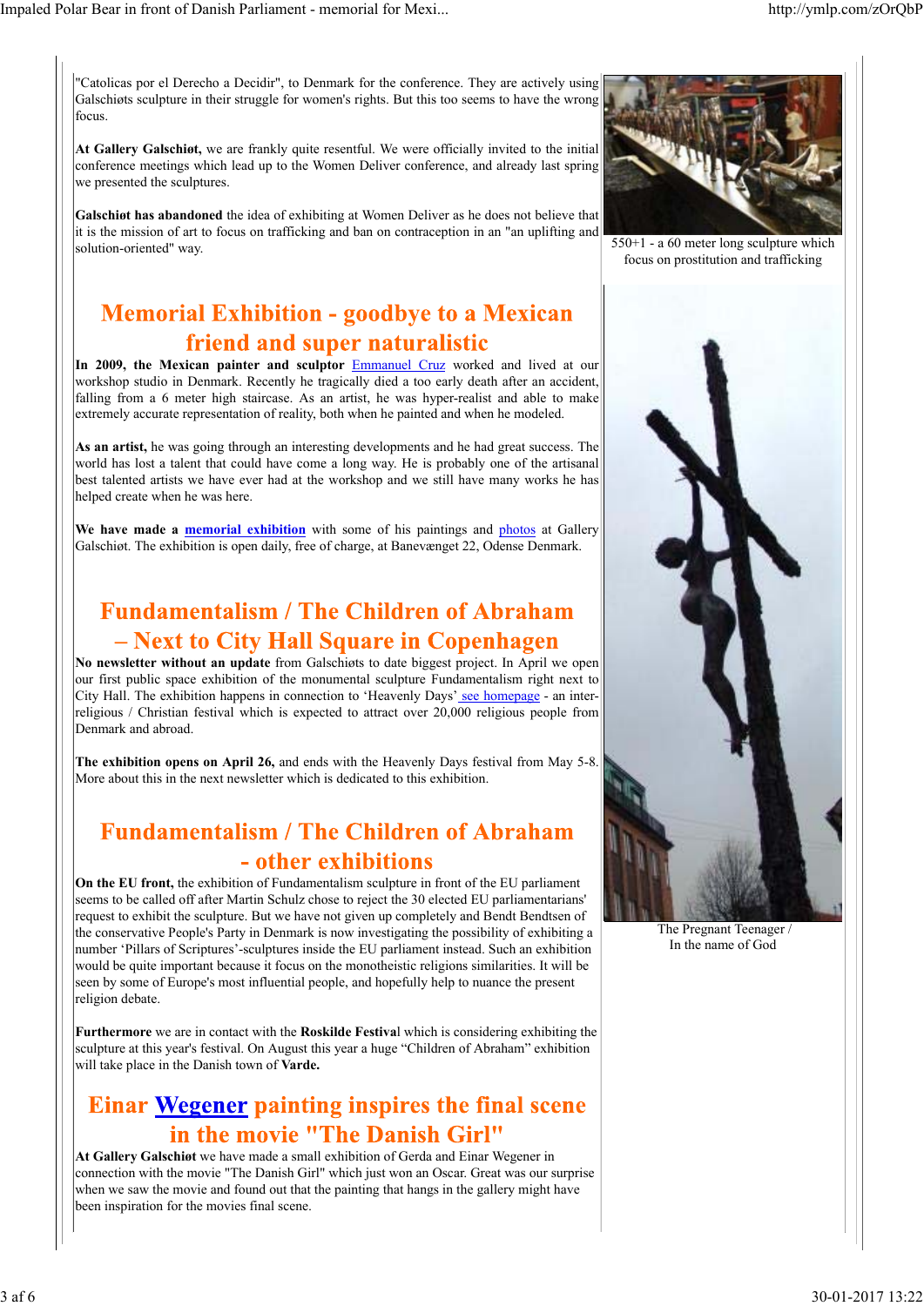"Catolicas por el Derecho a Decidir", to Denmark for the conference. They are actively using Galschiøts sculpture in their struggle for women's rights. But this too seems to have the wrong focus.

**At Gallery Galschiøt,** we are frankly quite resentful. We were officially invited to the initial conference meetings which lead up to the Women Deliver conference, and already last spring we presented the sculptures.

**Galschiøt has abandoned** the idea of exhibiting at Women Deliver as he does not believe that it is the mission of art to focus on trafficking and ban on contraception in an "an uplifting and solution-oriented" way.

550+1 - a 60 meter long sculpture which focus on prostitution and trafficking

## Memorial Exhibition - goodbye to a Mexican friend and super naturalistic

**In 2009, the Mexican painter and sculptor** Emmanuel Cruz worked and lived at our workshop studio in Denmark. Recently he tragically died a too early death after an accident, falling from a 6 meter high staircase. As an artist, he was hyper-realist and able to make extremely accurate representation of reality, both when he painted and when he modeled.

**As an artist,** he was going through an interesting developments and he had great success. The world has lost a talent that could have come a long way. He is probably one of the artisanal best talented artists we have ever had at the workshop and we still have many works he has helped create when he was here.

**We have made a memorial exhibition** with some of his paintings and photos at Gallery Galschiøt. The exhibition is open daily, free of charge, at Banevænget 22, Odense Denmark.

## Fundamentalism / The Children of Abraham – Next to City Hall Square in Copenhagen

**No newsletter without an update** from Galschiøts to date biggest project. In April we open our first public space exhibition of the monumental sculpture Fundamentalism right next to City Hall. The exhibition happens in connection to 'Heavenly Days' see homepage - an inter-religious / Christian festival which is expected to attract over 20,000 religious people from Denmark and abroad.

**The exhibition opens on April 26,** and ends with the Heavenly Days festival from May 5-8. More about this in the next newsletter which is dedicated to this exhibition.

The Pregnant Teenager / In the name of God

## Fundamentalism / The Children of Abraham - other exhibitions

**On the EU front,** the exhibition of Fundamentalism sculpture in front of the EU parliament seems to be called off after Martin Schulz chose to reject the 30 elected EU parliamentarians' request to exhibit the sculpture. But we have not given up completely and Bendt Bendtsen of the conservative People's Party in Denmark is now investigating the possibility of exhibiting a number 'Pillars of Scriptures'-sculptures inside the EU parliament instead. Such an exhibition would be quite important because it focus on the monotheistic religions similarities. It will be seen by some of Europe's most influential people, and hopefully help to nuance the present religion debate.

**Furthermore** we are in contact with the **Roskilde Festival** which is considering exhibiting the sculpture at this year's festival. On August this year a huge "Children of Abraham" exhibition will take place in the Danish town of **Varde.**

## Einar Wegener painting inspires the final scene in the movie "The Danish Girl"

**At Gallery Galschiøt** we have made a small exhibition of Gerda and Einar Wegener in connection with the movie "The Danish Girl" which just won an Oscar. Great was our surprise when we saw the movie and found out that the painting that hangs in the gallery might have been inspiration for the movies final scene.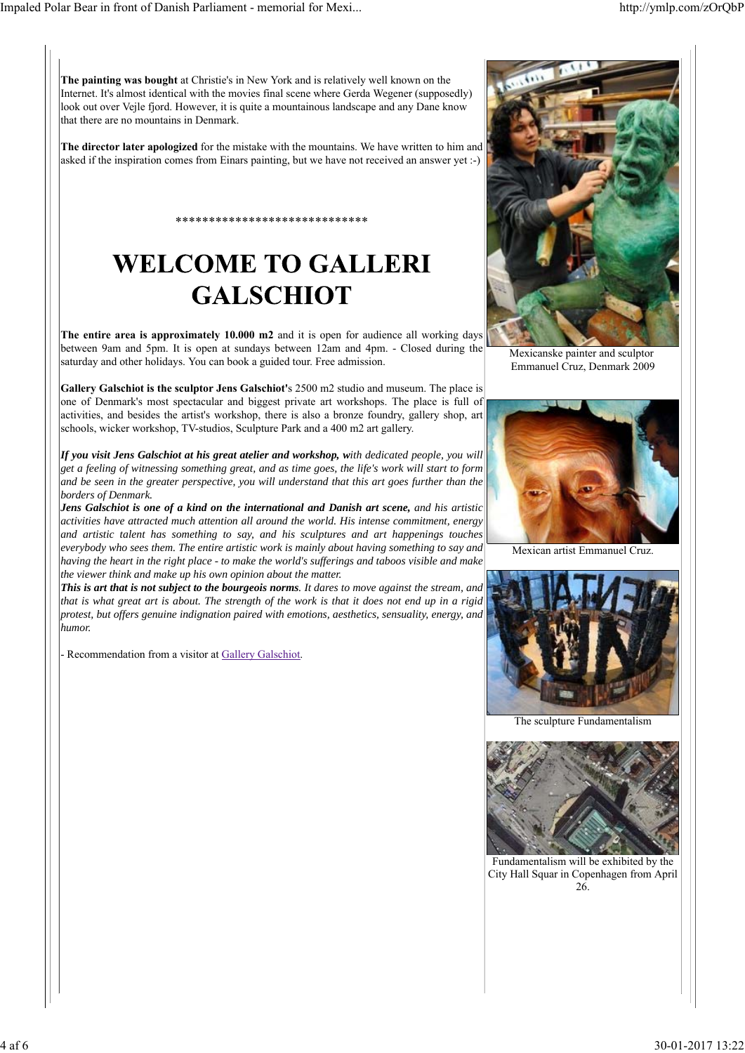**The painting was bought** at Christie's in New York and is relatively well known on the Internet. It's almost identical with the movies final scene where Gerda Wegener (supposedly) look out over Vejle fjord. However, it is quite a mountainous landscape and any Dane know that there are no mountains in Denmark.

**The director later apologized** for the mistake with the mountains. We have written to him and asked if the inspiration comes from Einars painting, but we have not received an answer yet :-)

*****************************

# WELCOME TO GALLERI GALSCHIOT

**The entire area is approximately 10.000 m2** and it is open for audience all working days between 9am and 5pm. It is open at sundays between 12am and 4pm. - Closed during the saturday and other holidays. You can book a guided tour. Free admission.

**Gallery Galschiot is the sculptor Jens Galschiot'**s 2500 m2 studio and museum. The place is one of Denmark's most spectacular and biggest private art workshops. The place is full of activities, and besides the artist's workshop, there is also a bronze foundry, gallery shop, art schools, wicker workshop, TV-studios, Sculpture Park and a 400 m2 art gallery.

***If you visit Jens Galschiot at his great atelier and workshop, w****ith dedicated people, you will get a feeling of witnessing something great, and as time goes, the life's work will start to form and be seen in the greater perspective, you will understand that this art goes further than the borders of Denmark.*
***Jens Galschiot is one of a kind on the international and Danish art scene,*** *and his artistic activities have attracted much attention all around the world. His intense commitment, energy and artistic talent has something to say, and his sculptures and art happenings touches everybody who sees them. The entire artistic work is mainly about having something to say and having the heart in the right place - to make the world's sufferings and taboos visible and make the viewer think and make up his own opinion about the matter.*
***This is art that is not subject to the bourgeois norms****. It dares to move against the stream, and that is what great art is about. The strength of the work is that it does not end up in a rigid protest, but offers genuine indignation paired with emotions, aesthetics, sensuality, energy, and humor.*

- Recommendation from a visitor at Gallery Galschiot.

Mexicanske painter and sculptor Emmanuel Cruz, Denmark 2009

Mexican artist Emmanuel Cruz.

The sculpture Fundamentalism

Fundamentalism will be exhibited by the City Hall Squar in Copenhagen from April 26.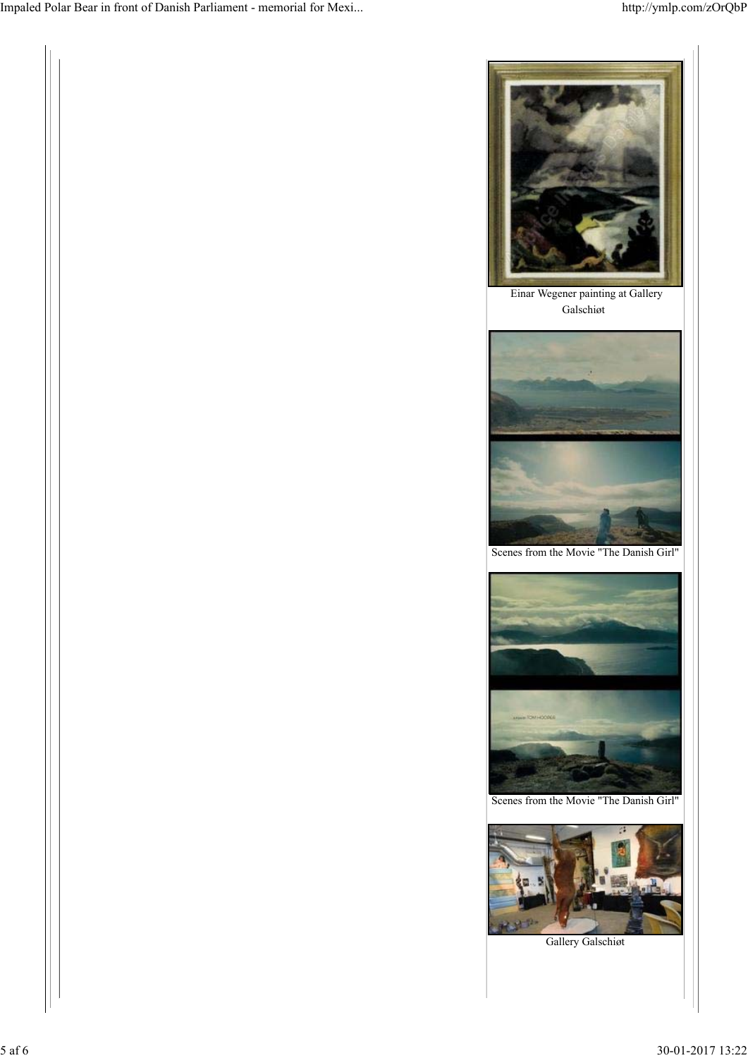Einar Wegener painting at Gallery Galschiøt

Scenes from the Movie "The Danish Girl"

Scenes from the Movie "The Danish Girl"

Gallery Galschiøt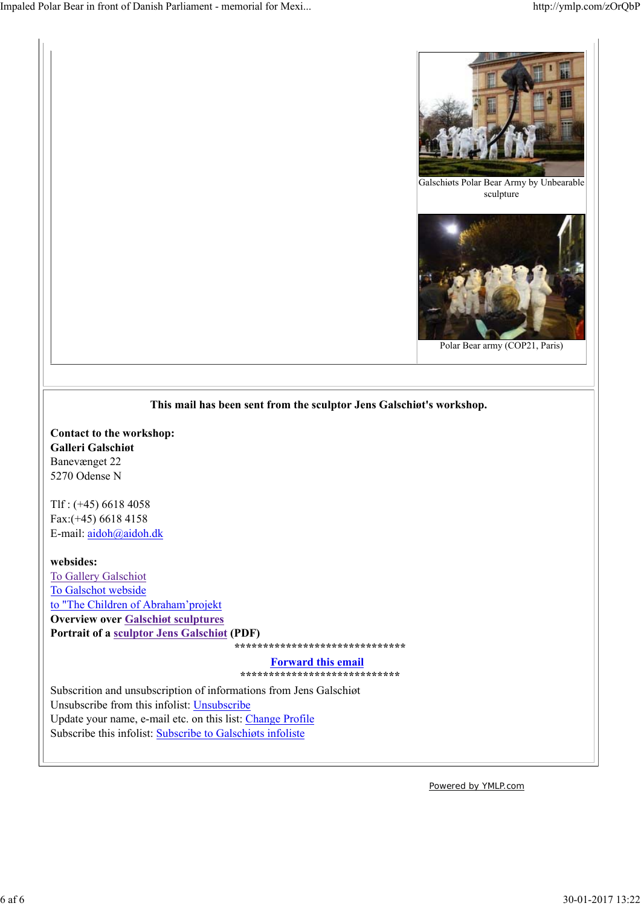Galschiøts Polar Bear Army by Unbearable sculpture

Polar Bear army (COP21, Paris)

**This mail has been sent from the sculptor Jens Galschiøt's workshop.**

**Contact to the workshop:**
**Galleri Galschiøt**
Banevænget 22
5270 Odense N

Tlf : (+45) 6618 4058
Fax:(+45) 6618 4158
E-mail: aidoh@aidoh.dk

**websides:**
To Gallery Galschiot
To Galschot webside
to "The Children of Abraham'projekt
**Overview over Galschiøt sculptures**
**Portrait of a sculptor Jens Galschiøt (PDF)**

*****************************

**Forward this email**

***************************

Subscription and unsubscription of informations from Jens Galschiøt
Unsubscribe from this infolist: Unsubscribe
Update your name, e-mail etc. on this list: Change Profile
Subscribe this infolist: Subscribe to Galschiøts infoliste

Powered by YMLP.com